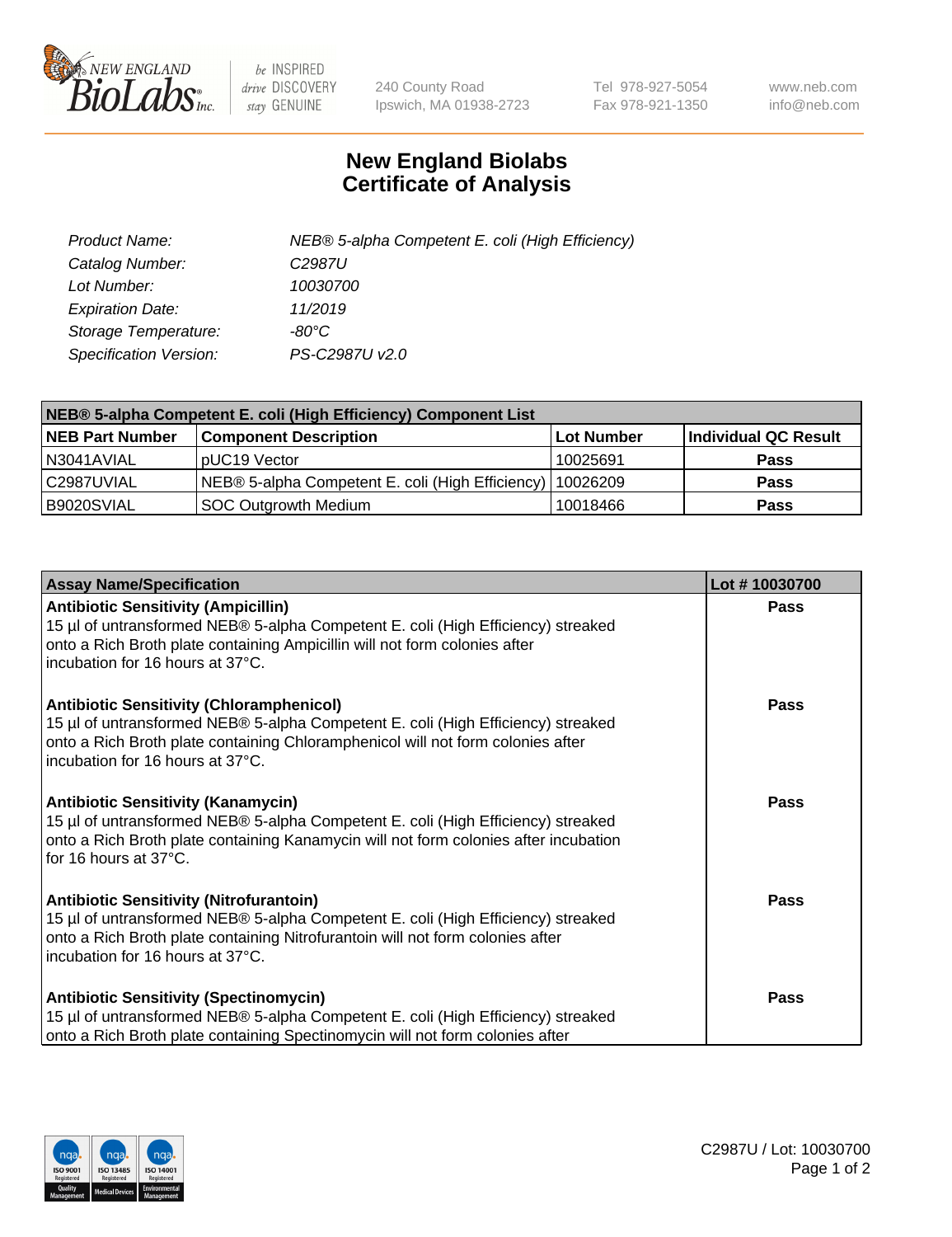# New England Biolabs Certificate of Analysis

| | |
|---|---|
| *Product Name:* | *NEB® 5-alpha Competent E. coli (High Efficiency)* |
| *Catalog Number:* | *C2987U* |
| *Lot Number:* | *10030700* |
| *Expiration Date:* | *11/2019* |
| *Storage Temperature:* | *-80°C* |
| *Specification Version:* | *PS-C2987U v2.0* |

| NEB® 5-alpha Competent E. coli (High Efficiency) Component List | | | |
|---|---|---|---|
| **NEB Part Number** | **Component Description** | **Lot Number** | **Individual QC Result** |
| N3041AVIAL | pUC19 Vector | 10025691 | **Pass** |
| C2987UVIAL | NEB® 5-alpha Competent E. coli (High Efficiency) | 10026209 | **Pass** |
| B9020SVIAL | SOC Outgrowth Medium | 10018466 | **Pass** |

| Assay Name/Specification | Lot # 10030700 |
|---|---|
| **Antibiotic Sensitivity (Ampicillin)** 15 µl of untransformed NEB® 5-alpha Competent E. coli (High Efficiency) streaked onto a Rich Broth plate containing Ampicillin will not form colonies after incubation for 16 hours at 37°C. | **Pass** |
| **Antibiotic Sensitivity (Chloramphenicol)** 15 µl of untransformed NEB® 5-alpha Competent E. coli (High Efficiency) streaked onto a Rich Broth plate containing Chloramphenicol will not form colonies after incubation for 16 hours at 37°C. | **Pass** |
| **Antibiotic Sensitivity (Kanamycin)** 15 µl of untransformed NEB® 5-alpha Competent E. coli (High Efficiency) streaked onto a Rich Broth plate containing Kanamycin will not form colonies after incubation for 16 hours at 37°C. | **Pass** |
| **Antibiotic Sensitivity (Nitrofurantoin)** 15 µl of untransformed NEB® 5-alpha Competent E. coli (High Efficiency) streaked onto a Rich Broth plate containing Nitrofurantoin will not form colonies after incubation for 16 hours at 37°C. | **Pass** |
| **Antibiotic Sensitivity (Spectinomycin)** 15 µl of untransformed NEB® 5-alpha Competent E. coli (High Efficiency) streaked onto a Rich Broth plate containing Spectinomycin will not form colonies after | **Pass** |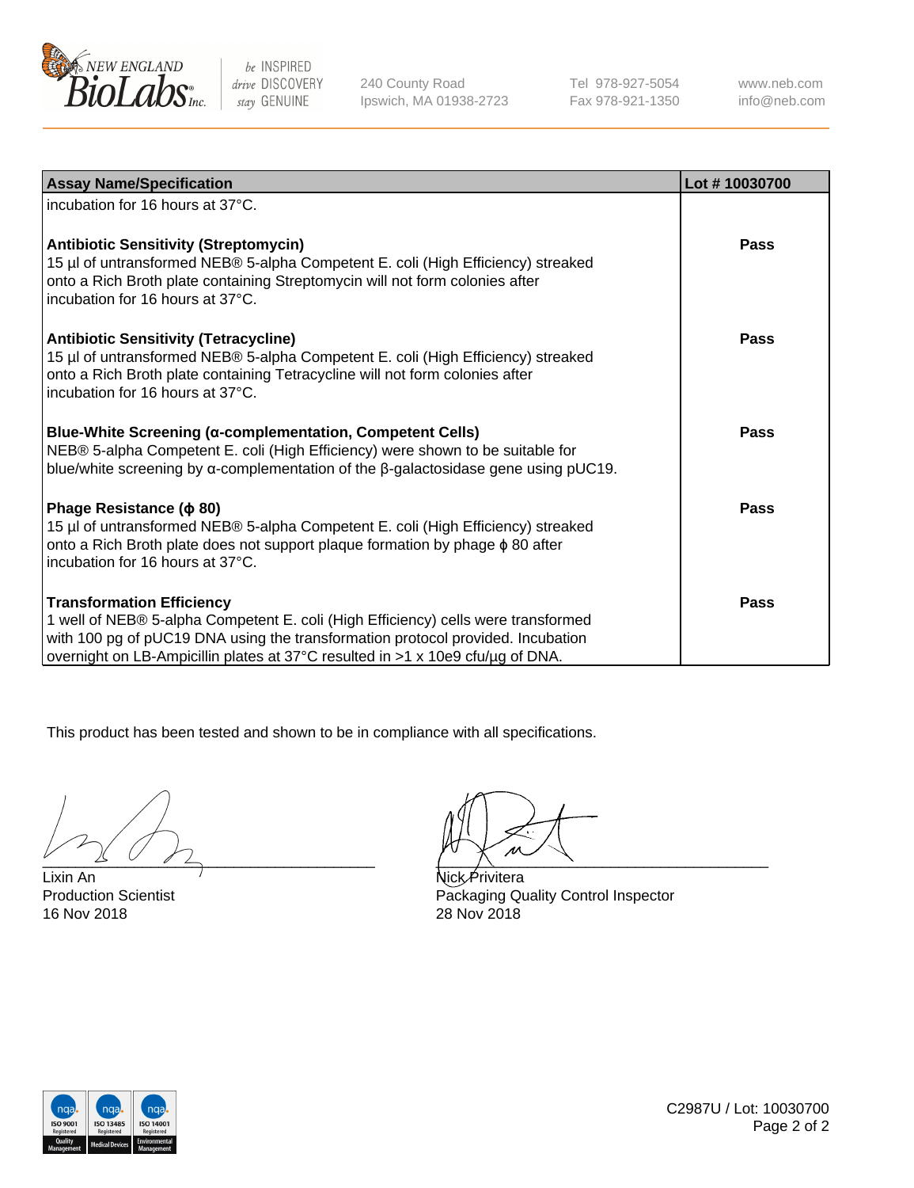| Assay Name/Specification | Lot # 10030700 |
|---|---|
| incubation for 16 hours at 37°C. | |
| **Antibiotic Sensitivity (Streptomycin)**<br>15 µl of untransformed NEB® 5-alpha Competent E. coli (High Efficiency) streaked onto a Rich Broth plate containing Streptomycin will not form colonies after incubation for 16 hours at 37°C. | Pass |
| **Antibiotic Sensitivity (Tetracycline)**<br>15 µl of untransformed NEB® 5-alpha Competent E. coli (High Efficiency) streaked onto a Rich Broth plate containing Tetracycline will not form colonies after incubation for 16 hours at 37°C. | Pass |
| **Blue-White Screening (α-complementation, Competent Cells)**<br>NEB® 5-alpha Competent E. coli (High Efficiency) were shown to be suitable for blue/white screening by α-complementation of the β-galactosidase gene using pUC19. | Pass |
| **Phage Resistance (ϕ 80)**<br>15 µl of untransformed NEB® 5-alpha Competent E. coli (High Efficiency) streaked onto a Rich Broth plate does not support plaque formation by phage ϕ 80 after incubation for 16 hours at 37°C. | Pass |
| **Transformation Efficiency**<br>1 well of NEB® 5-alpha Competent E. coli (High Efficiency) cells were transformed with 100 pg of pUC19 DNA using the transformation protocol provided. Incubation overnight on LB-Ampicillin plates at 37°C resulted in >1 x 10e9 cfu/µg of DNA. | Pass |

This product has been tested and shown to be in compliance with all specifications.

Lixin An
Production Scientist
16 Nov 2018

Nick Privitera
Packaging Quality Control Inspector
28 Nov 2018

C2987U / Lot: 10030700